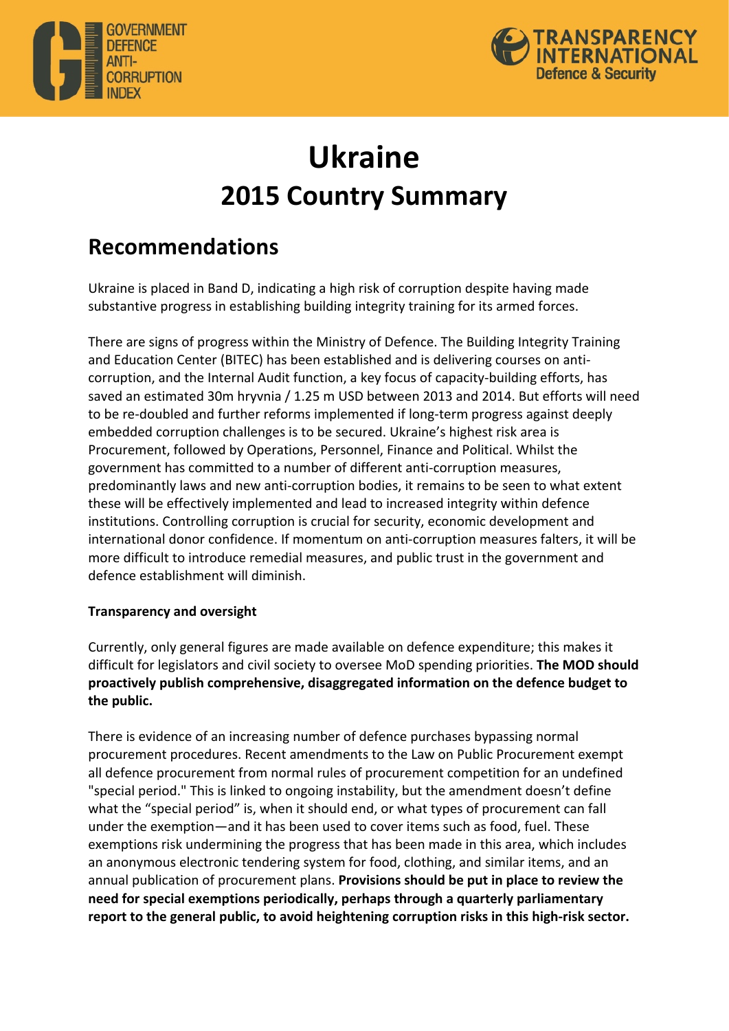# Ukraine

## 2015 Country Summary

## Recommendations

Ukraine is placed in Band D, indicating a high risk of corruption despite having made substantive progress in establishing building integrity training for its armed forces.

There are signs of progress within the Ministry of Defence. The Building Integrity Training and Education Center (BITEC) has been established and is delivering courses on anti-corruption, and the Internal Audit function, a key focus of capacity-building efforts, has saved an estimated 30m hryvnia / 1.25 m USD between 2013 and 2014. But efforts will need to be re-doubled and further reforms implemented if long-term progress against deeply embedded corruption challenges is to be secured. Ukraine's highest risk area is Procurement, followed by Operations, Personnel, Finance and Political. Whilst the government has committed to a number of different anti-corruption measures, predominantly laws and new anti-corruption bodies, it remains to be seen to what extent these will be effectively implemented and lead to increased integrity within defence institutions. Controlling corruption is crucial for security, economic development and international donor confidence. If momentum on anti-corruption measures falters, it will be more difficult to introduce remedial measures, and public trust in the government and defence establishment will diminish.

**Transparency and oversight**

Currently, only general figures are made available on defence expenditure; this makes it difficult for legislators and civil society to oversee MoD spending priorities. **The MOD should proactively publish comprehensive, disaggregated information on the defence budget to the public.**

There is evidence of an increasing number of defence purchases bypassing normal procurement procedures. Recent amendments to the Law on Public Procurement exempt all defence procurement from normal rules of procurement competition for an undefined "special period." This is linked to ongoing instability, but the amendment doesn't define what the "special period" is, when it should end, or what types of procurement can fall under the exemption—and it has been used to cover items such as food, fuel. These exemptions risk undermining the progress that has been made in this area, which includes an anonymous electronic tendering system for food, clothing, and similar items, and an annual publication of procurement plans. **Provisions should be put in place to review the need for special exemptions periodically, perhaps through a quarterly parliamentary report to the general public, to avoid heightening corruption risks in this high-risk sector.**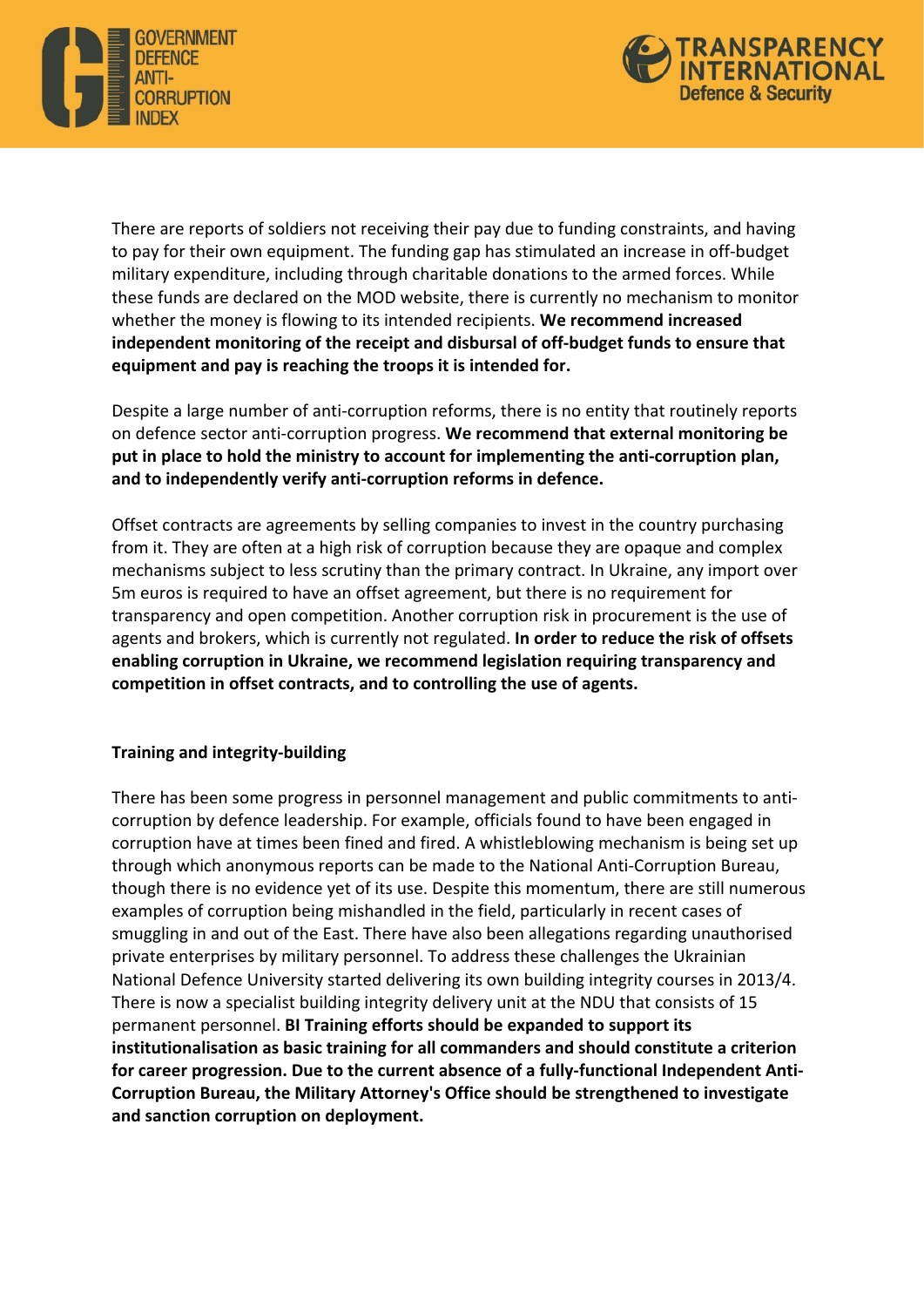There are reports of soldiers not receiving their pay due to funding constraints, and having to pay for their own equipment. The funding gap has stimulated an increase in off-budget military expenditure, including through charitable donations to the armed forces. While these funds are declared on the MOD website, there is currently no mechanism to monitor whether the money is flowing to its intended recipients. **We recommend increased independent monitoring of the receipt and disbursal of off-budget funds to ensure that equipment and pay is reaching the troops it is intended for.**

Despite a large number of anti-corruption reforms, there is no entity that routinely reports on defence sector anti-corruption progress. **We recommend that external monitoring be put in place to hold the ministry to account for implementing the anti-corruption plan, and to independently verify anti-corruption reforms in defence.**

Offset contracts are agreements by selling companies to invest in the country purchasing from it. They are often at a high risk of corruption because they are opaque and complex mechanisms subject to less scrutiny than the primary contract. In Ukraine, any import over 5m euros is required to have an offset agreement, but there is no requirement for transparency and open competition. Another corruption risk in procurement is the use of agents and brokers, which is currently not regulated. **In order to reduce the risk of offsets enabling corruption in Ukraine, we recommend legislation requiring transparency and competition in offset contracts, and to controlling the use of agents.**

**Training and integrity-building**

There has been some progress in personnel management and public commitments to anti-corruption by defence leadership. For example, officials found to have been engaged in corruption have at times been fined and fired. A whistleblowing mechanism is being set up through which anonymous reports can be made to the National Anti-Corruption Bureau, though there is no evidence yet of its use. Despite this momentum, there are still numerous examples of corruption being mishandled in the field, particularly in recent cases of smuggling in and out of the East. There have also been allegations regarding unauthorised private enterprises by military personnel. To address these challenges the Ukrainian National Defence University started delivering its own building integrity courses in 2013/4. There is now a specialist building integrity delivery unit at the NDU that consists of 15 permanent personnel. **BI Training efforts should be expanded to support its institutionalisation as basic training for all commanders and should constitute a criterion for career progression. Due to the current absence of a fully-functional Independent Anti-Corruption Bureau, the Military Attorney's Office should be strengthened to investigate and sanction corruption on deployment.**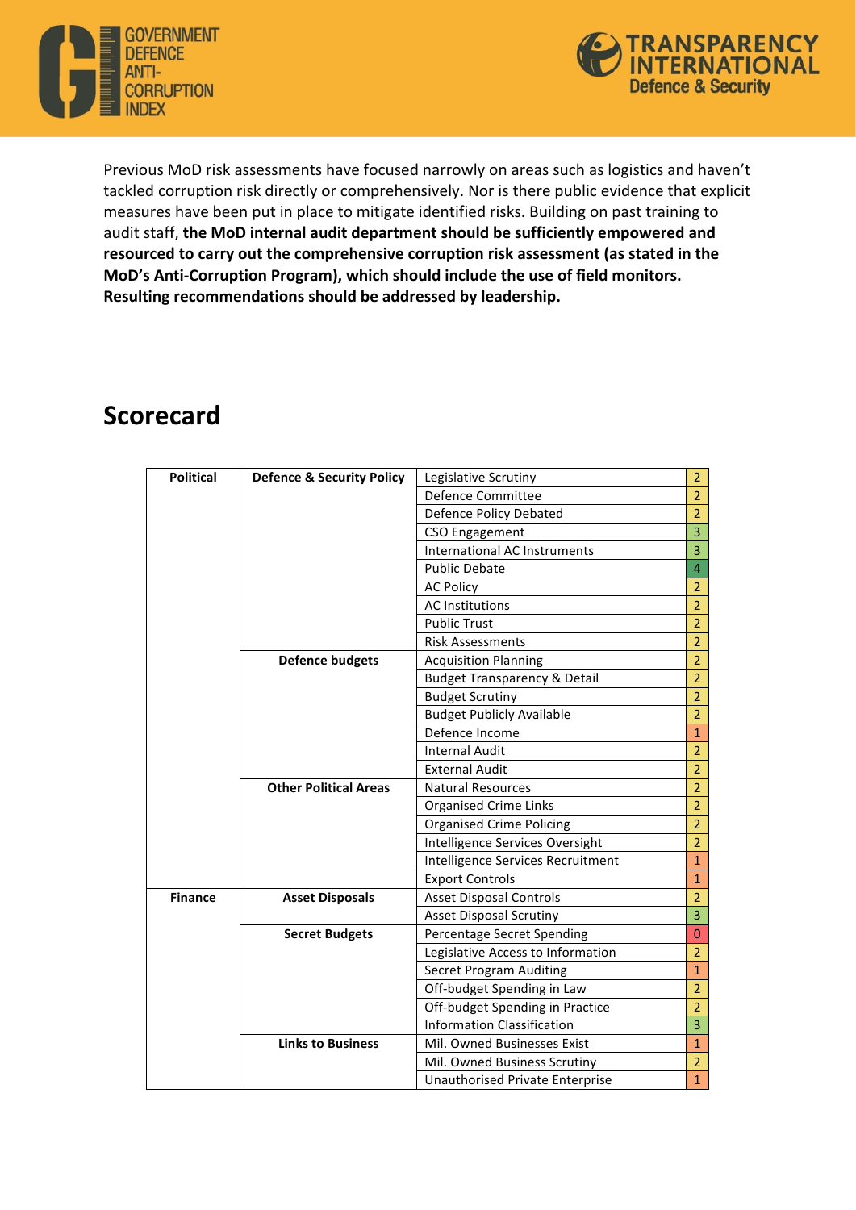Previous MoD risk assessments have focused narrowly on areas such as logistics and haven't tackled corruption risk directly or comprehensively. Nor is there public evidence that explicit measures have been put in place to mitigate identified risks. Building on past training to audit staff, **the MoD internal audit department should be sufficiently empowered and resourced to carry out the comprehensive corruption risk assessment (as stated in the MoD's Anti-Corruption Program), which should include the use of field monitors. Resulting recommendations should be addressed by leadership.**

# Scorecard

| Political | Defence & Security Policy | Legislative Scrutiny | 2 |
|---|---|---|---|
| | | Defence Committee | 2 |
| | | Defence Policy Debated | 2 |
| | | CSO Engagement | 3 |
| | | International AC Instruments | 3 |
| | | Public Debate | 4 |
| | | AC Policy | 2 |
| | | AC Institutions | 2 |
| | | Public Trust | 2 |
| | | Risk Assessments | 2 |
| | Defence budgets | Acquisition Planning | 2 |
| | | Budget Transparency & Detail | 2 |
| | | Budget Scrutiny | 2 |
| | | Budget Publicly Available | 2 |
| | | Defence Income | 1 |
| | | Internal Audit | 2 |
| | | External Audit | 2 |
| | Other Political Areas | Natural Resources | 2 |
| | | Organised Crime Links | 2 |
| | | Organised Crime Policing | 2 |
| | | Intelligence Services Oversight | 2 |
| | | Intelligence Services Recruitment | 1 |
| | | Export Controls | 1 |
| Finance | Asset Disposals | Asset Disposal Controls | 2 |
| | | Asset Disposal Scrutiny | 3 |
| | Secret Budgets | Percentage Secret Spending | 0 |
| | | Legislative Access to Information | 2 |
| | | Secret Program Auditing | 1 |
| | | Off-budget Spending in Law | 2 |
| | | Off-budget Spending in Practice | 2 |
| | | Information Classification | 3 |
| | Links to Business | Mil. Owned Businesses Exist | 1 |
| | | Mil. Owned Business Scrutiny | 2 |
| | | Unauthorised Private Enterprise | 1 |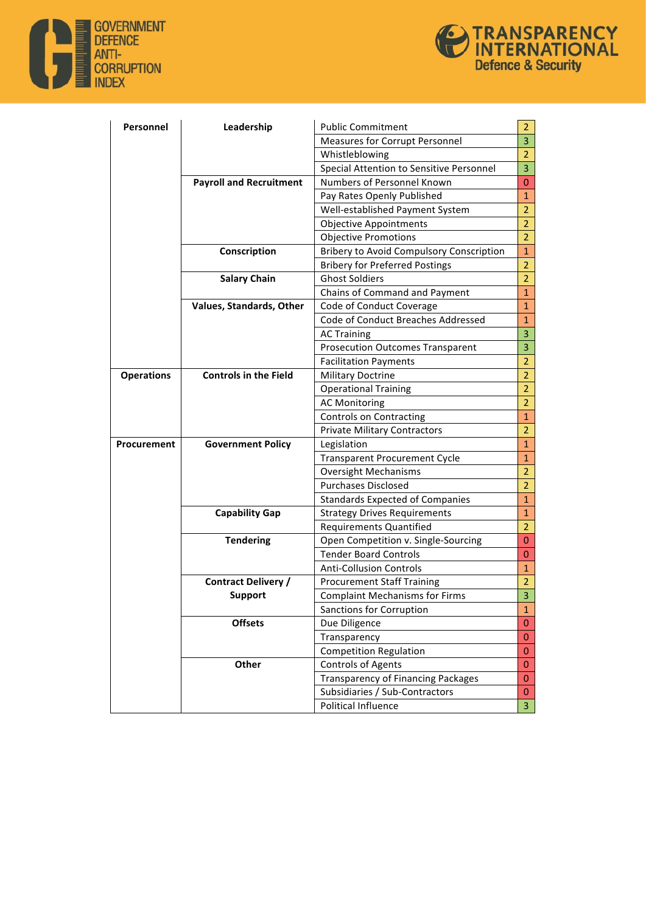| | | | |
|---|---|---|---|
| **Personnel** | **Leadership** | Public Commitment | 2 |
| | | Measures for Corrupt Personnel | 3 |
| | | Whistleblowing | 2 |
| | | Special Attention to Sensitive Personnel | 3 |
| | **Payroll and Recruitment** | Numbers of Personnel Known | 0 |
| | | Pay Rates Openly Published | 1 |
| | | Well-established Payment System | 2 |
| | | Objective Appointments | 2 |
| | | Objective Promotions | 2 |
| | **Conscription** | Bribery to Avoid Compulsory Conscription | 1 |
| | | Bribery for Preferred Postings | 2 |
| | **Salary Chain** | Ghost Soldiers | 2 |
| | | Chains of Command and Payment | 1 |
| | **Values, Standards, Other** | Code of Conduct Coverage | 1 |
| | | Code of Conduct Breaches Addressed | 1 |
| | | AC Training | 3 |
| | | Prosecution Outcomes Transparent | 3 |
| | | Facilitation Payments | 2 |
| **Operations** | **Controls in the Field** | Military Doctrine | 2 |
| | | Operational Training | 2 |
| | | AC Monitoring | 2 |
| | | Controls on Contracting | 1 |
| | | Private Military Contractors | 2 |
| **Procurement** | **Government Policy** | Legislation | 1 |
| | | Transparent Procurement Cycle | 1 |
| | | Oversight Mechanisms | 2 |
| | | Purchases Disclosed | 2 |
| | | Standards Expected of Companies | 1 |
| | **Capability Gap** | Strategy Drives Requirements | 1 |
| | | Requirements Quantified | 2 |
| | **Tendering** | Open Competition v. Single-Sourcing | 0 |
| | | Tender Board Controls | 0 |
| | | Anti-Collusion Controls | 1 |
| | **Contract Delivery / Support** | Procurement Staff Training | 2 |
| | | Complaint Mechanisms for Firms | 3 |
| | | Sanctions for Corruption | 1 |
| | **Offsets** | Due Diligence | 0 |
| | | Transparency | 0 |
| | | Competition Regulation | 0 |
| | **Other** | Controls of Agents | 0 |
| | | Transparency of Financing Packages | 0 |
| | | Subsidiaries / Sub-Contractors | 0 |
| | | Political Influence | 3 |